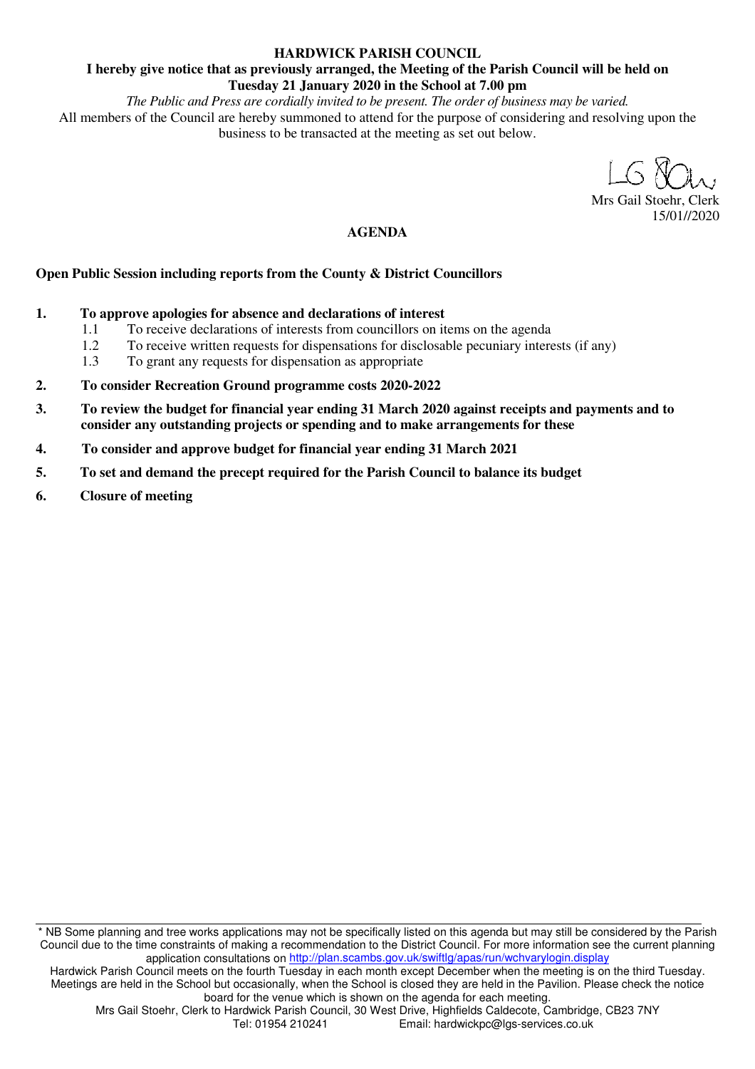**HARDWICK PARISH COUNCIL**

**I hereby give notice that as previously arranged, the Meeting of the Parish Council will be held on Tuesday 21 January 2020 in the School at 7.00 pm**

*The Public and Press are cordially invited to be present. The order of business may be varied.*

All members of the Council are hereby summoned to attend for the purpose of considering and resolving upon the business to be transacted at the meeting as set out below.

Mrs Gail Stoehr, Clerk
15/01//2020

## AGENDA

**Open Public Session including reports from the County & District Councillors**

1. **To approve apologies for absence and declarations of interest**
   - 1.1 To receive declarations of interests from councillors on items on the agenda
   - 1.2 To receive written requests for dispensations for disclosable pecuniary interests (if any)
   - 1.3 To grant any requests for dispensation as appropriate
2. **To consider Recreation Ground programme costs 2020-2022**
3. **To review the budget for financial year ending 31 March 2020 against receipts and payments and to consider any outstanding projects or spending and to make arrangements for these**
4. **To consider and approve budget for financial year ending 31 March 2021**
5. **To set and demand the precept required for the Parish Council to balance its budget**
6. **Closure of meeting**

---

* NB Some planning and tree works applications may not be specifically listed on this agenda but may still be considered by the Parish Council due to the time constraints of making a recommendation to the District Council. For more information see the current planning application consultations on http://plan.scambs.gov.uk/swiftlg/apas/run/wchvarylogin.display

Hardwick Parish Council meets on the fourth Tuesday in each month except December when the meeting is on the third Tuesday. Meetings are held in the School but occasionally, when the School is closed they are held in the Pavilion. Please check the notice board for the venue which is shown on the agenda for each meeting.

Mrs Gail Stoehr, Clerk to Hardwick Parish Council, 30 West Drive, Highfields Caldecote, Cambridge, CB23 7NY
Tel: 01954 210241 Email: hardwickpc@lgs-services.co.uk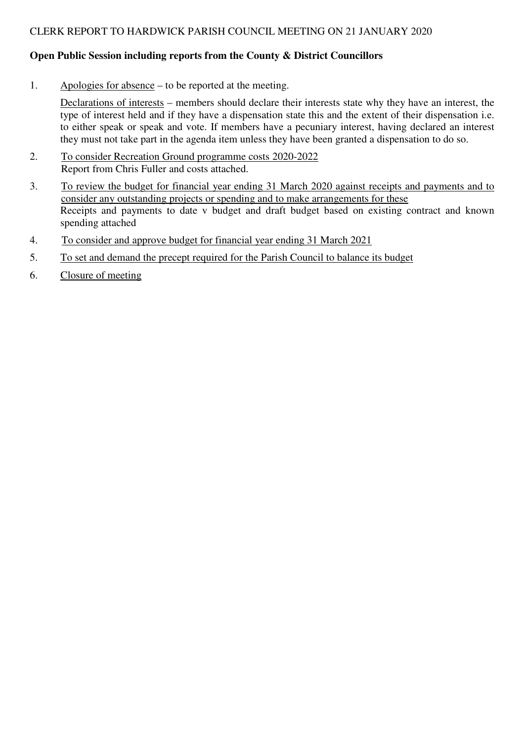CLERK REPORT TO HARDWICK PARISH COUNCIL MEETING ON 21 JANUARY 2020

**Open Public Session including reports from the County & District Councillors**

1. Apologies for absence – to be reported at the meeting.

   Declarations of interests – members should declare their interests state why they have an interest, the type of interest held and if they have a dispensation state this and the extent of their dispensation i.e. to either speak or speak and vote. If members have a pecuniary interest, having declared an interest they must not take part in the agenda item unless they have been granted a dispensation to do so.

2. To consider Recreation Ground programme costs 2020-2022
   Report from Chris Fuller and costs attached.

3. To review the budget for financial year ending 31 March 2020 against receipts and payments and to consider any outstanding projects or spending and to make arrangements for these
   Receipts and payments to date v budget and draft budget based on existing contract and known spending attached

4. To consider and approve budget for financial year ending 31 March 2021

5. To set and demand the precept required for the Parish Council to balance its budget

6. Closure of meeting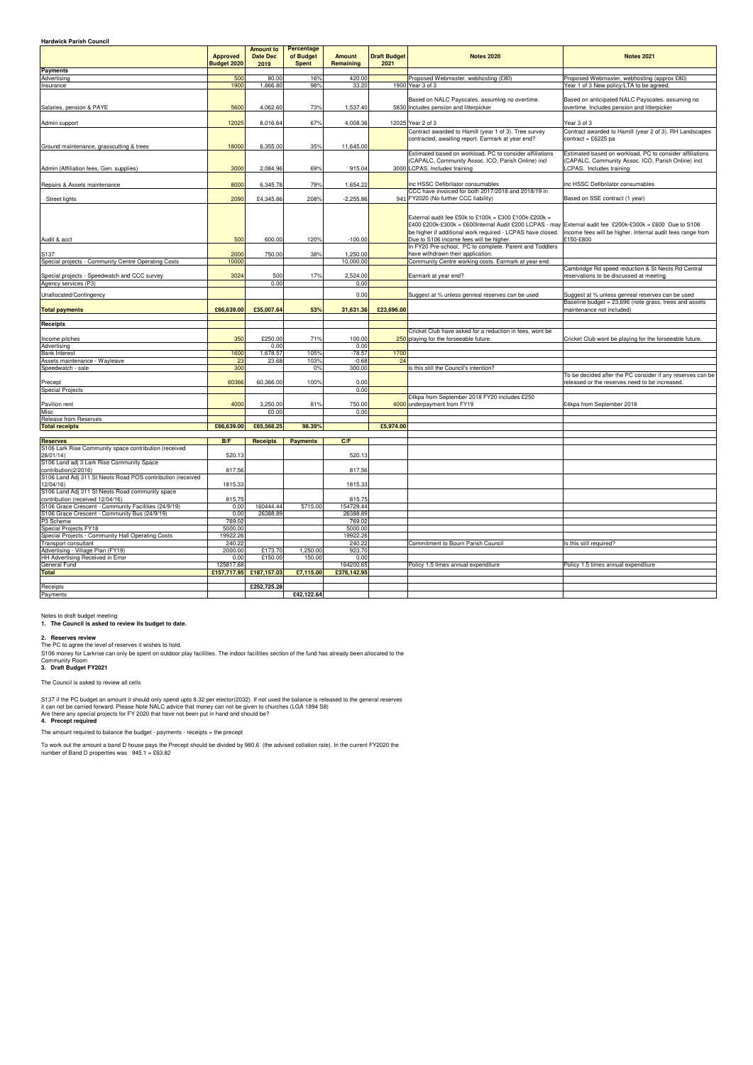**Hardwick Parish Council**

| | Approved Budget 2020 | Amount to Date Dec 2019 | Percentage of Budget Spent | Amount Remaining | Draft Budget 2021 | Notes 2020 | Notes 2021 |
|---|---|---|---|---|---|---|---|
| **Payments** | | | | | | | |
| Advertising | 500 | 80.00 | 16% | 420.00 | | Proposed Webmaster, webhosting (£80) | Proposed Webmaster, webhosting (approx £80) |
| Insurance | 1900 | 1,866.80 | 98% | 33.20 | 1900 | Year 3 of 3 | Year 1 of 3 New policy/LTA to be agreed. |
| Salaries, pension & PAYE | 5600 | 4,062.60 | 73% | 1,537.40 | 5830 | Based on NALC Payscales. assuming no overtime. Includes pension and litterpicker | Based on anticipated NALC Payscales. assuming no overtime. Includes pension and litterpicker |
| Admin support | 12025 | 8,016.64 | 67% | 4,008.36 | 12025 | Year 2 of 3 | Year 3 of 3 |
| Ground maintenance, grasscutting & trees | 18000 | 6,355.00 | 35% | 11,645.00 | | Contract awarded to Hamill (year 1 of 3). Tree survey contracted, awaiting report. Earmark at year end? | Contract awarded to Hamill (year 2 of 3). RH Landscapes contract = £6225 pa |
| Admin (Affiliation fees, Gen. supplies) | 3000 | 2,084.96 | 69% | 915.04 | 3000 | Estimated based on workload. PC to consider affiliations (CAPALC, Community Assoc. ICO, Parish Online) incl LCPAS. Includes training | Estimated based on workload. PC to consider affiliations (CAPALC, Community Assoc. ICO, Parish Online) incl LCPAS. Includes training |
| Repairs & Assets maintenance | 8000 | 6,345.78 | 79% | 1,654.22 | | inc HSSC Defibrilator consumables | inc HSSC Defibrilator consumables |
| Street lights | 2090 | £4,345.86 | 208% | -2,255.86 | 941 | CCC have invoiced for both 2017/2018 and 2018/19 in FY2020 (No further CCC liability) | Based on SSE contract (1 year) |
| Audit & acct | 500 | 600.00 | 120% | -100.00 | | External audit fee £50k to £100k = £300 £100k-£200k = £400 £200k-£300k = £600Internal Audit £200 LCPAS - may be higher if additional work required - LCPAS have closed. Due to S106 income fees will be higher. | External audit fee £200k-£300k = £600 Due to S106 income fees will be higher. Internal audit fees range from £150-£800 |
| S137 | 2000 | 750.00 | 38% | 1,250.00 | | In FY20 Pre-school, PC to complete. Parent and Toddlers have withdrawn their application. | |
| Special projects - Community Centre Operating Costs | 10000 | | | 10,000.00 | | Community Centre working costs. Earmark at year end. | |
| Special projects - Speedwatch and CCC survey | 3024 | 500 | 17% | 2,524.00 | | Earmark at year end? | Cambridge Rd speed reduction & St Neots Rd Central reservations to be discussed at meeting |
| Agency services (P3) | | 0.00 | | 0.00 | | | |
| Unallocated/Contingency | | | | 0.00 | | Suggest at % unless genreal reserves can be used | Suggest at % unless genreal reserves can be used |
| **Total payments** | **£66,639.00** | **£35,007.64** | **53%** | **31,631.36** | **£23,696.00** | | Baseline budget = 23,696 (note grass, trees and assets maintenance not included) |
| **Receipts** | | | | | | | |
| Income pitches | 350 | £250.00 | 71% | 100.00 | 250 | Cricket Club have asked for a reduction in fees, wont be playing for the forseeable future. | Cricket Club wont be playing for the forseeable future. |
| Advertising | | 0.00 | | 0.00 | | | |
| Bank Interest | 1600 | 1,678.57 | 105% | -78.57 | 1700 | | |
| Assets maintenance - Wayleave | 23 | 23.68 | 103% | -0.68 | 24 | | |
| Speedwatch - sale | 300 | | 0% | 300.00 | | is this still the Council's intention? | |
| Precept | 60366 | 60,366.00 | 100% | 0.00 | | | To be decided after the PC consider if any reserves can be released or the reserves need to be increased. |
| Special Projects | | | | 0.00 | | | |
| Pavilion rent | 4000 | 3,250.00 | 81% | 750.00 | 4000 | £4kpa from September 2018 FY20 includes £250 underpayment from FY19 | £4kpa from September 2018 |
| Misc | | £0.00 | | 0.00 | | | |
| Release from Reserves | | | | | | | |
| **Total receipts** | **£66,639.00** | **£65,568.25** | **98.39%** | | **£5,974.00** | | |

| Reserves | B/F | Receipts | Payments | C/F | | Notes 2020 | Notes 2021 |
|---|---|---|---|---|---|---|---|
| S106 Lark Rise Community space contribution (received 28/01/14) | 520.13 | | | 520.13 | | | |
| S106 Land adj 3 Lark Rise Community Space contribution(2/2016) | 817.56 | | | 817.56 | | | |
| S106 Land Adj 311 St Neots Road POS contribution (received 12/04/16) | 1815.33 | | | 1815.33 | | | |
| S106 Land Adj 311 St Neots Road community space contribution (received 12/04/16) | 815.75 | | | 815.75 | | | |
| S106 Grace Crescent - Community Facilities (24/9/19) | 0.00 | 160444.44 | 5715.00 | 154729.44 | | | |
| S106 Grace Crescent - Community Bus (24/9/19) | 0.00 | 26388.89 | | 26388.89 | | | |
| P3 Scheme | 769.02 | | | 769.02 | | | |
| Special Projects FY18 | 5000.00 | | | 5000.00 | | | |
| Special Projects - Community Hall Operating Costs | 19922.26 | | | 19922.26 | | | |
| Transport consultant | 240.22 | | | 240.22 | | Commitment to Bourn Parish Council | Is this still required? |
| Advertising - Village Plan (FY19) | 2000.00 | £173.70 | 1,250.00 | 923.70 | | | |
| HH Advertising Received in Error | 0.00 | £150.00 | 150.00 | 0.00 | | | |
| General Fund | 125817.68 | | | 164200.65 | | Policy 1.5 times annual expenditure | Policy 1.5 times annual expenditure |
| **Total** | **£157,717.95** | **£187,157.03** | **£7,115.00** | **£376,142.95** | | | |
| Receipts | | £252,725.28 | | | | | |
| Payments | | | £42,122.64 | | | | |

Notes to draft budget meeting

**1. The Council is asked to review its budget to date.**

**2. Reserves review**

The PC to agree the level of reserves it wishes to hold.

S106 money for Larkrise can only be spent on outdoor play facilities. The indoor facilities section of the fund has already been allocated to the Community Room

**3. Draft Budget FY2021**

The Council is asked to review all cells

S137 if the PC budget an amount it should only spend upto 8.32 per elector(2032). If not used the balance is released to the general reserves it can not be carried forward. Please Note NALC advice that money can not be given to churches (LGA 1894 S8)

Are there any special projects for FY 2020 that have not been put in hand and should be?

**4. Precept required**

The amount required to balance the budget - payments - receipts = the precept

To work out the amount a band D house pays the Precept should be divided by 980.6 (the advised collation rate). In the current FY2020 the number of Band D properties was 945.1 = £63.82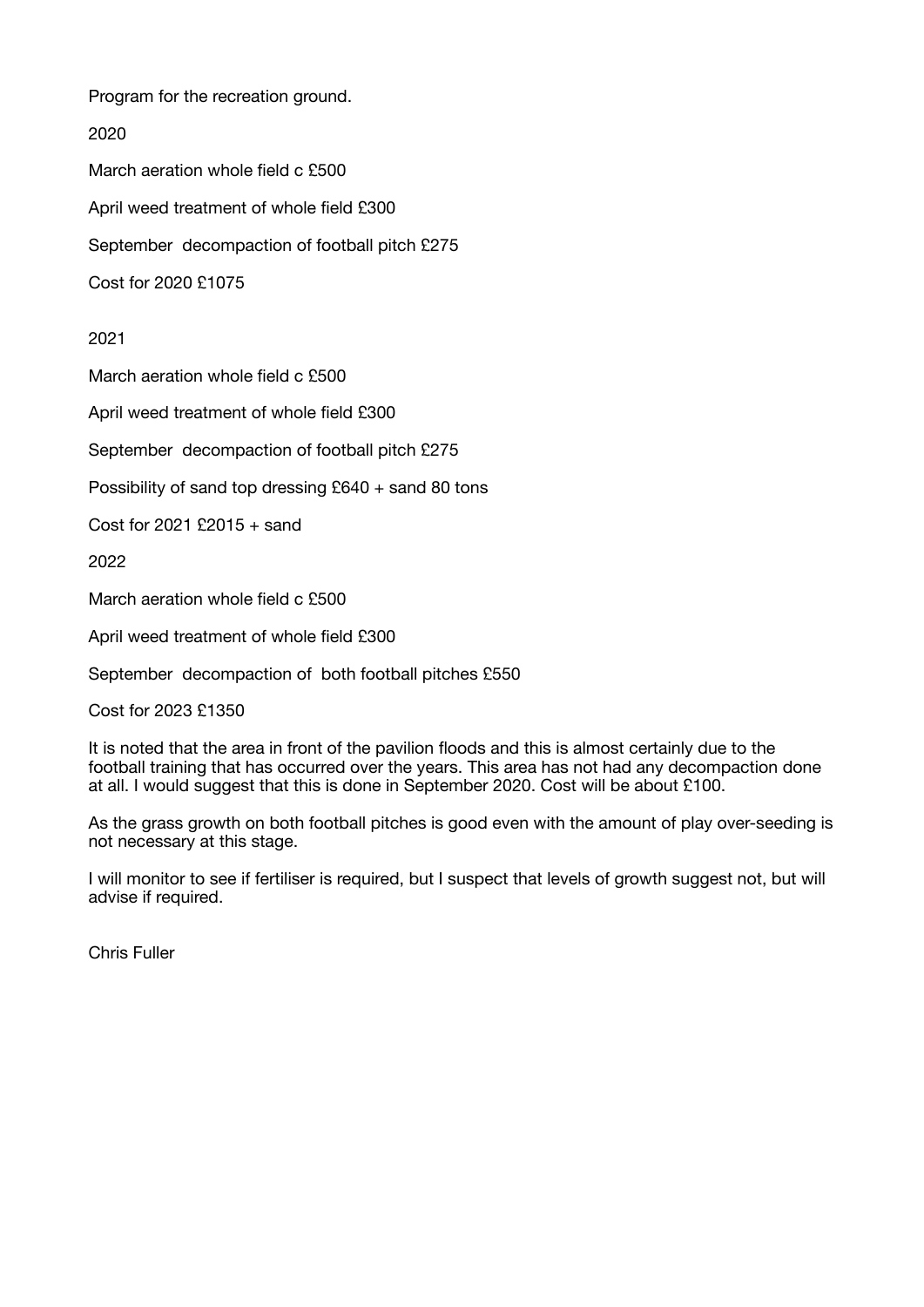Program for the recreation ground.

2020

March aeration whole field c £500

April weed treatment of whole field £300

September  decompaction of football pitch £275

Cost for 2020 £1075

2021

March aeration whole field c £500

April weed treatment of whole field £300

September  decompaction of football pitch £275

Possibility of sand top dressing £640 + sand 80 tons

Cost for 2021 £2015 + sand

2022

March aeration whole field c £500

April weed treatment of whole field £300

September  decompaction of  both football pitches £550

Cost for 2023 £1350

It is noted that the area in front of the pavilion floods and this is almost certainly due to the football training that has occurred over the years. This area has not had any decompaction done at all. I would suggest that this is done in September 2020. Cost will be about £100.

As the grass growth on both football pitches is good even with the amount of play over-seeding is not necessary at this stage.

I will monitor to see if fertiliser is required, but I suspect that levels of growth suggest not, but will advise if required.

Chris Fuller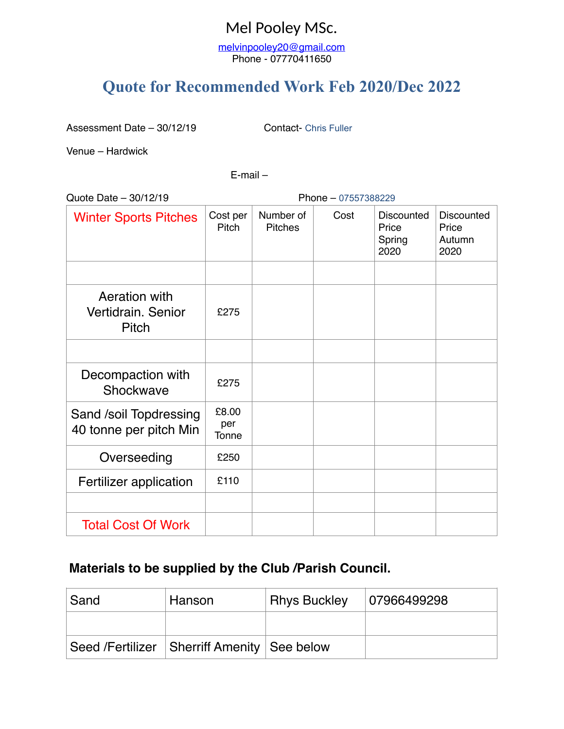# Mel Pooley MSc.

melvinpooley20@gmail.com
Phone - 07770411650

## Quote for Recommended Work Feb 2020/Dec 2022

Assessment Date – 30/12/19 Contact- Chris Fuller

Venue – Hardwick

E-mail –

Quote Date – 30/12/19 Phone – 07557388229

| Winter Sports Pitches | Cost per Pitch | Number of Pitches | Cost | Discounted Price Spring 2020 | Discounted Price Autumn 2020 |
|---|---|---|---|---|---|
| | | | | | |
| Aeration with Vertidrain. Senior Pitch | £275 | | | | |
| | | | | | |
| Decompaction with Shockwave | £275 | | | | |
| Sand /soil Topdressing 40 tonne per pitch Min | £8.00 per Tonne | | | | |
| Overseeding | £250 | | | | |
| Fertilizer application | £110 | | | | |
| | | | | | |
| Total Cost Of Work | | | | | |

**Materials to be supplied by the Club /Parish Council.**

| Sand | Hanson | Rhys Buckley | 07966499298 |
|---|---|---|---|
| | | | |
| Seed /Fertilizer | Sherriff Amenity | See below | |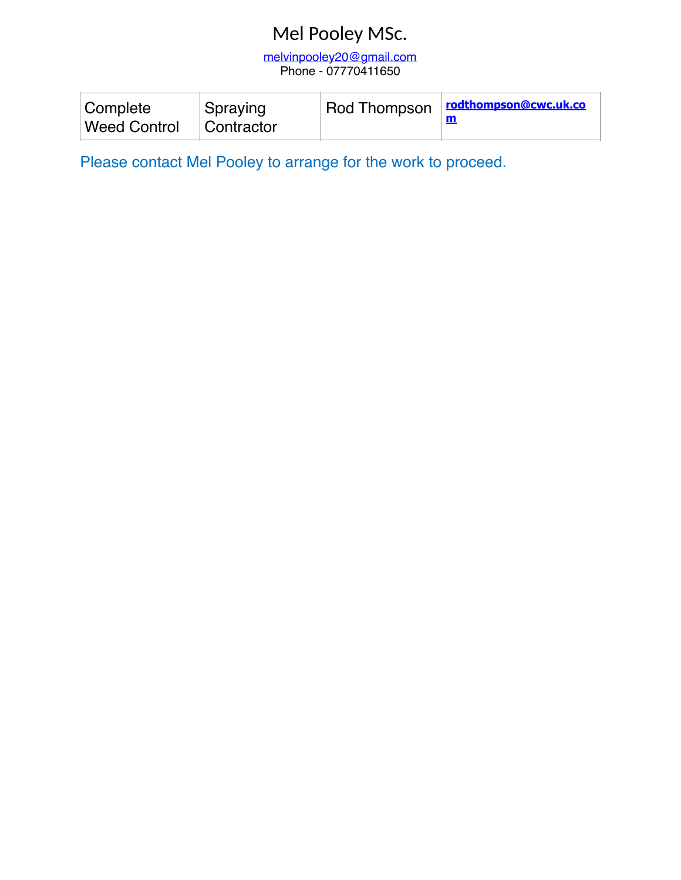# Mel Pooley MSc.

melvinpooley20@gmail.com
Phone - 07770411650

| Complete Weed Control | Spraying Contractor | Rod Thompson | **rodthompson@cwc.uk.com** |
|---|---|---|---|

Please contact Mel Pooley to arrange for the work to proceed.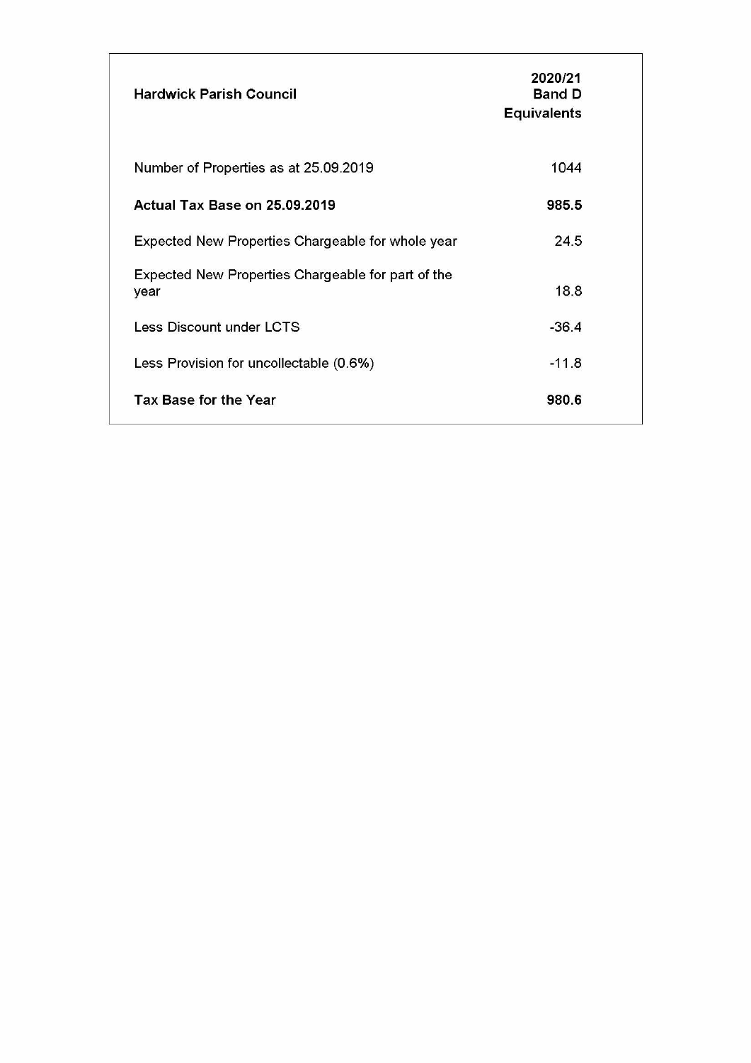| Hardwick Parish Council | 2020/21 Band D Equivalents |
|---|---|
| Number of Properties as at 25.09.2019 | 1044 |
| **Actual Tax Base on 25.09.2019** | **985.5** |
| Expected New Properties Chargeable for whole year | 24.5 |
| Expected New Properties Chargeable for part of the year | 18.8 |
| Less Discount under LCTS | -36.4 |
| Less Provision for uncollectable (0.6%) | -11.8 |
| **Tax Base for the Year** | **980.6** |